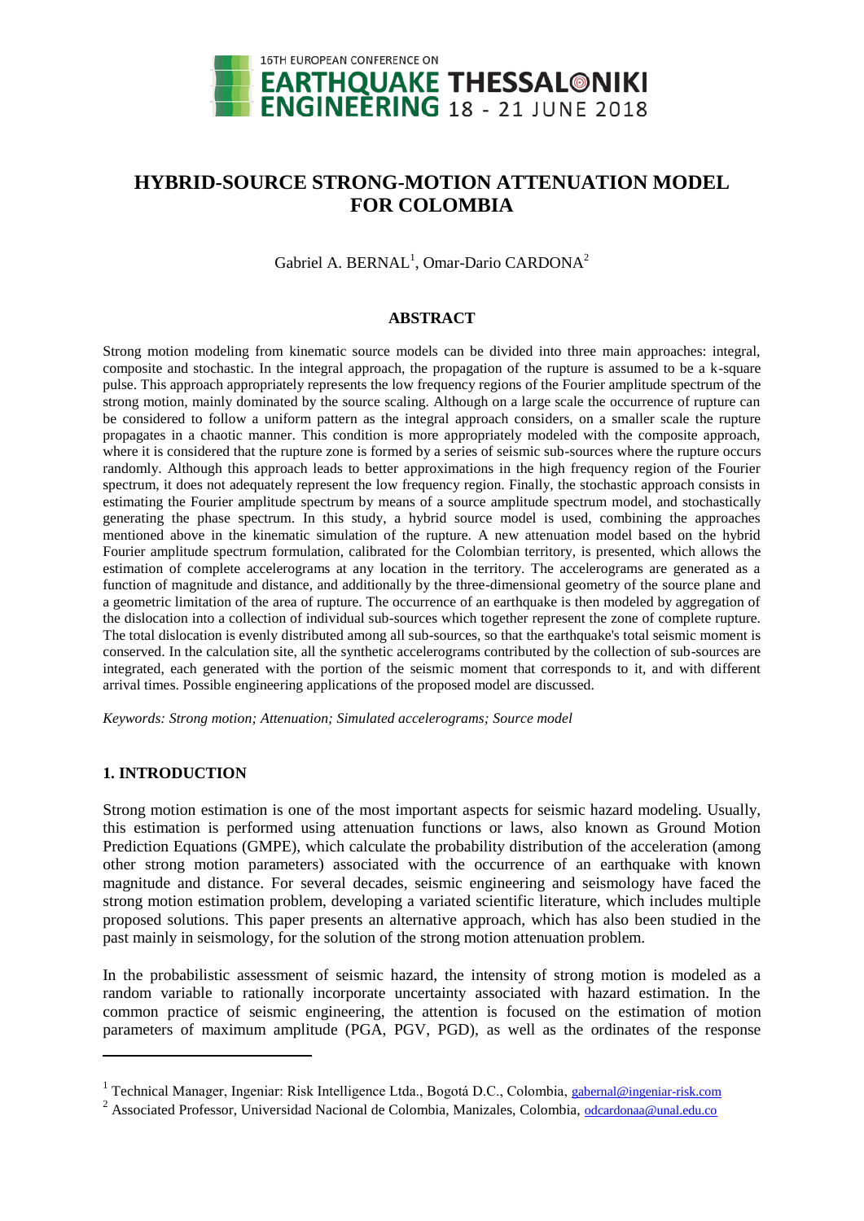# HYBRID-SOURCE STRONG-MOTION ATTENUATION MODEL FOR COLOMBIA

Gabriel A. BERNAL[1], Omar-Dario CARDONA[2]

### ABSTRACT

Strong motion modeling from kinematic source models can be divided into three main approaches: integral, composite and stochastic. In the integral approach, the propagation of the rupture is assumed to be a k-square pulse. This approach appropriately represents the low frequency regions of the Fourier amplitude spectrum of the strong motion, mainly dominated by the source scaling. Although on a large scale the occurrence of rupture can be considered to follow a uniform pattern as the integral approach considers, on a smaller scale the rupture propagates in a chaotic manner. This condition is more appropriately modeled with the composite approach, where it is considered that the rupture zone is formed by a series of seismic sub-sources where the rupture occurs randomly. Although this approach leads to better approximations in the high frequency region of the Fourier spectrum, it does not adequately represent the low frequency region. Finally, the stochastic approach consists in estimating the Fourier amplitude spectrum by means of a source amplitude spectrum model, and stochastically generating the phase spectrum. In this study, a hybrid source model is used, combining the approaches mentioned above in the kinematic simulation of the rupture. A new attenuation model based on the hybrid Fourier amplitude spectrum formulation, calibrated for the Colombian territory, is presented, which allows the estimation of complete accelerograms at any location in the territory. The accelerograms are generated as a function of magnitude and distance, and additionally by the three-dimensional geometry of the source plane and a geometric limitation of the area of rupture. The occurrence of an earthquake is then modeled by aggregation of the dislocation into a collection of individual sub-sources which together represent the zone of complete rupture. The total dislocation is evenly distributed among all sub-sources, so that the earthquake's total seismic moment is conserved. In the calculation site, all the synthetic accelerograms contributed by the collection of sub-sources are integrated, each generated with the portion of the seismic moment that corresponds to it, and with different arrival times. Possible engineering applications of the proposed model are discussed.

*Keywords: Strong motion; Attenuation; Simulated accelerograms; Source model*

## 1. INTRODUCTION

Strong motion estimation is one of the most important aspects for seismic hazard modeling. Usually, this estimation is performed using attenuation functions or laws, also known as Ground Motion Prediction Equations (GMPE), which calculate the probability distribution of the acceleration (among other strong motion parameters) associated with the occurrence of an earthquake with known magnitude and distance. For several decades, seismic engineering and seismology have faced the strong motion estimation problem, developing a variated scientific literature, which includes multiple proposed solutions. This paper presents an alternative approach, which has also been studied in the past mainly in seismology, for the solution of the strong motion attenuation problem.

In the probabilistic assessment of seismic hazard, the intensity of strong motion is modeled as a random variable to rationally incorporate uncertainty associated with hazard estimation. In the common practice of seismic engineering, the attention is focused on the estimation of motion parameters of maximum amplitude (PGA, PGV, PGD), as well as the ordinates of the response

---

[1] Technical Manager, Ingeniar: Risk Intelligence Ltda., Bogotá D.C., Colombia, gabernal@ingeniar-risk.com

[2] Associated Professor, Universidad Nacional de Colombia, Manizales, Colombia, odcardonaa@unal.edu.co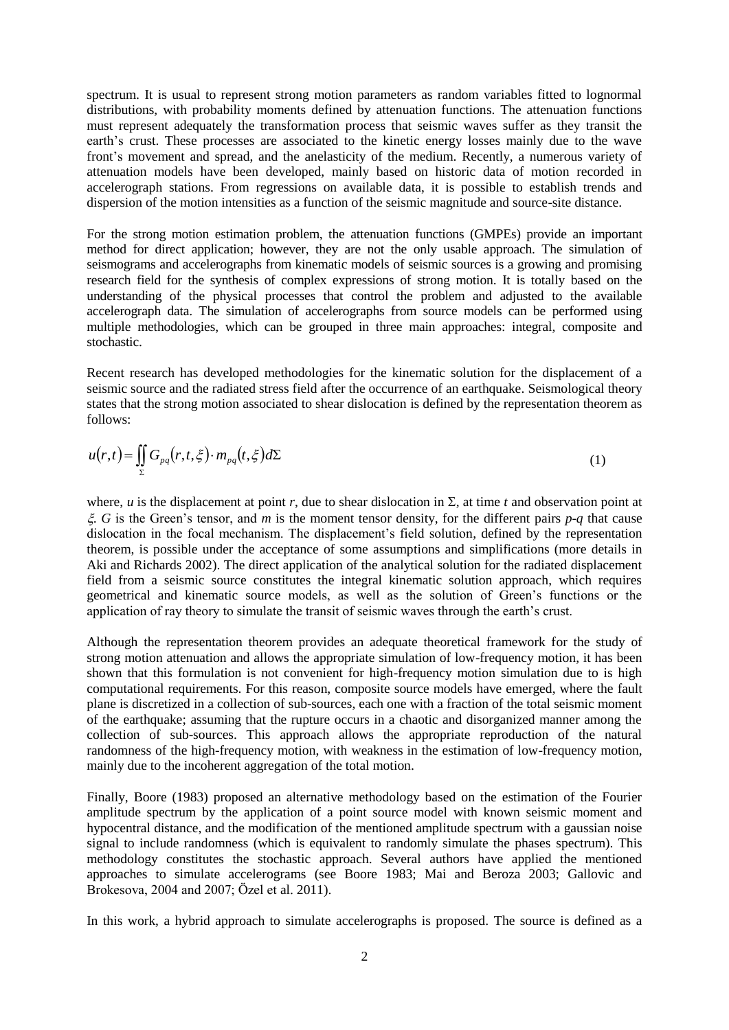spectrum. It is usual to represent strong motion parameters as random variables fitted to lognormal distributions, with probability moments defined by attenuation functions. The attenuation functions must represent adequately the transformation process that seismic waves suffer as they transit the earth's crust. These processes are associated to the kinetic energy losses mainly due to the wave front's movement and spread, and the anelasticity of the medium. Recently, a numerous variety of attenuation models have been developed, mainly based on historic data of motion recorded in accelerograph stations. From regressions on available data, it is possible to establish trends and dispersion of the motion intensities as a function of the seismic magnitude and source-site distance.

For the strong motion estimation problem, the attenuation functions (GMPEs) provide an important method for direct application; however, they are not the only usable approach. The simulation of seismograms and accelerographs from kinematic models of seismic sources is a growing and promising research field for the synthesis of complex expressions of strong motion. It is totally based on the understanding of the physical processes that control the problem and adjusted to the available accelerograph data. The simulation of accelerographs from source models can be performed using multiple methodologies, which can be grouped in three main approaches: integral, composite and stochastic.

Recent research has developed methodologies for the kinematic solution for the displacement of a seismic source and the radiated stress field after the occurrence of an earthquake. Seismological theory states that the strong motion associated to shear dislocation is defined by the representation theorem as follows:

$$u(r,t) = \iint_{\Sigma} G_{pq}(r,t,\xi) \cdot m_{pq}(t,\xi) d\Sigma \tag{1}$$

where, $u$ is the displacement at point $r$, due to shear dislocation in $\Sigma$, at time $t$ and observation point at $\xi$. $G$ is the Green's tensor, and $m$ is the moment tensor density, for the different pairs $p$-$q$ that cause dislocation in the focal mechanism. The displacement's field solution, defined by the representation theorem, is possible under the acceptance of some assumptions and simplifications (more details in Aki and Richards 2002). The direct application of the analytical solution for the radiated displacement field from a seismic source constitutes the integral kinematic solution approach, which requires geometrical and kinematic source models, as well as the solution of Green's functions or the application of ray theory to simulate the transit of seismic waves through the earth's crust.

Although the representation theorem provides an adequate theoretical framework for the study of strong motion attenuation and allows the appropriate simulation of low-frequency motion, it has been shown that this formulation is not convenient for high-frequency motion simulation due to is high computational requirements. For this reason, composite source models have emerged, where the fault plane is discretized in a collection of sub-sources, each one with a fraction of the total seismic moment of the earthquake; assuming that the rupture occurs in a chaotic and disorganized manner among the collection of sub-sources. This approach allows the appropriate reproduction of the natural randomness of the high-frequency motion, with weakness in the estimation of low-frequency motion, mainly due to the incoherent aggregation of the total motion.

Finally, Boore (1983) proposed an alternative methodology based on the estimation of the Fourier amplitude spectrum by the application of a point source model with known seismic moment and hypocentral distance, and the modification of the mentioned amplitude spectrum with a gaussian noise signal to include randomness (which is equivalent to randomly simulate the phases spectrum). This methodology constitutes the stochastic approach. Several authors have applied the mentioned approaches to simulate accelerograms (see Boore 1983; Mai and Beroza 2003; Gallovic and Brokesova, 2004 and 2007; Özel et al. 2011).

In this work, a hybrid approach to simulate accelerographs is proposed. The source is defined as a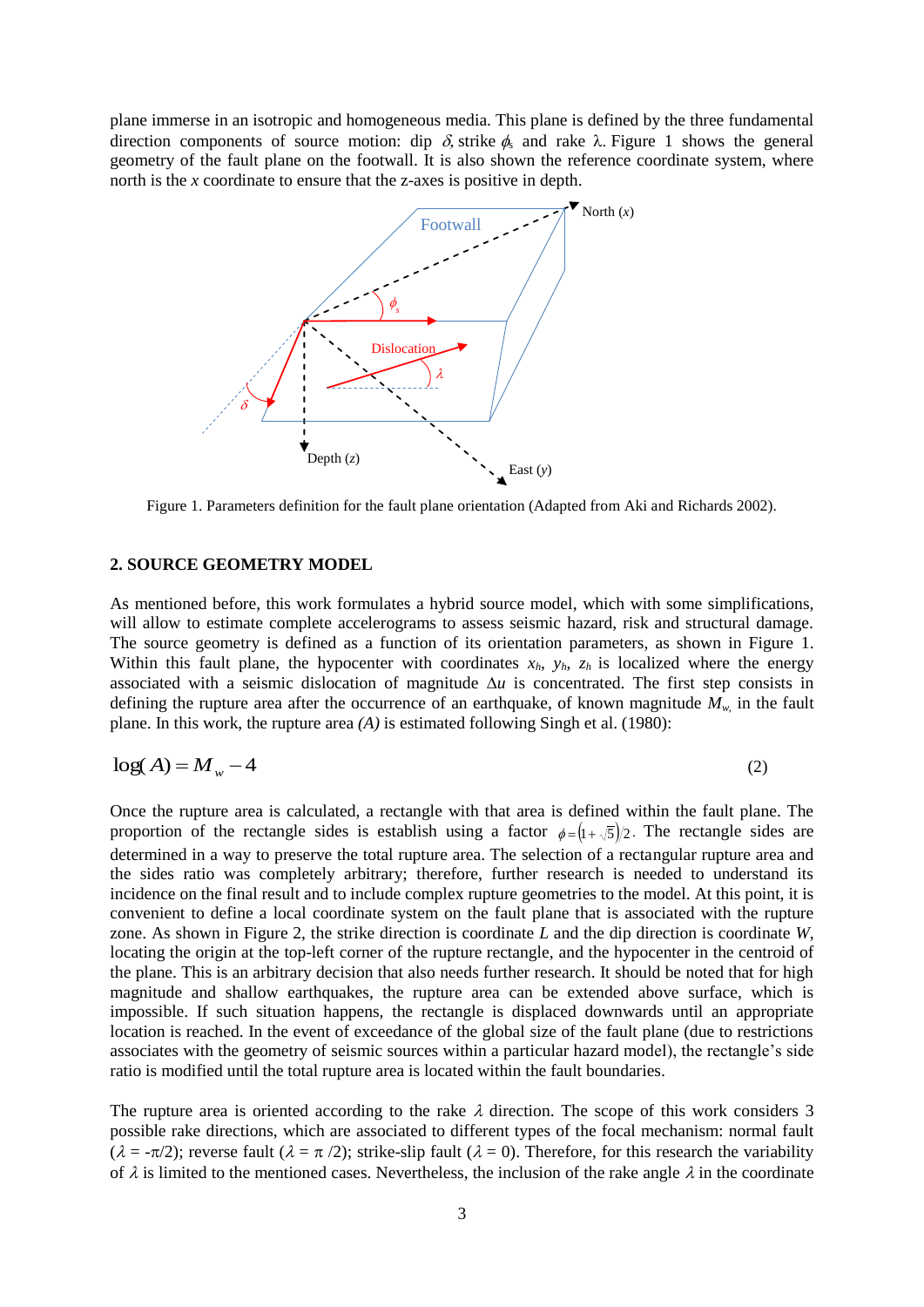plane immerse in an isotropic and homogeneous media. This plane is defined by the three fundamental direction components of source motion: dip $\delta$, strike $\phi_s$ and rake $\lambda$. Figure 1 shows the general geometry of the fault plane on the footwall. It is also shown the reference coordinate system, where north is the *x* coordinate to ensure that the z-axes is positive in depth.

Figure 1. Parameters definition for the fault plane orientation (Adapted from Aki and Richards 2002).

## 2. SOURCE GEOMETRY MODEL

As mentioned before, this work formulates a hybrid source model, which with some simplifications, will allow to estimate complete accelerograms to assess seismic hazard, risk and structural damage. The source geometry is defined as a function of its orientation parameters, as shown in Figure 1. Within this fault plane, the hypocenter with coordinates $x_h$, $y_h$, $z_h$ is localized where the energy associated with a seismic dislocation of magnitude $\Delta u$ is concentrated. The first step consists in defining the rupture area after the occurrence of an earthquake, of known magnitude $M_w$, in the fault plane. In this work, the rupture area *(A)* is estimated following Singh et al. (1980):

$$\log(A) = M_w - 4 \tag{2}$$

Once the rupture area is calculated, a rectangle with that area is defined within the fault plane. The proportion of the rectangle sides is establish using a factor $\phi = \left(1+\sqrt{5}\right)/2$. The rectangle sides are determined in a way to preserve the total rupture area. The selection of a rectangular rupture area and the sides ratio was completely arbitrary; therefore, further research is needed to understand its incidence on the final result and to include complex rupture geometries to the model. At this point, it is convenient to define a local coordinate system on the fault plane that is associated with the rupture zone. As shown in Figure 2, the strike direction is coordinate $L$ and the dip direction is coordinate $W$, locating the origin at the top-left corner of the rupture rectangle, and the hypocenter in the centroid of the plane. This is an arbitrary decision that also needs further research. It should be noted that for high magnitude and shallow earthquakes, the rupture area can be extended above surface, which is impossible. If such situation happens, the rectangle is displaced downwards until an appropriate location is reached. In the event of exceedance of the global size of the fault plane (due to restrictions associates with the geometry of seismic sources within a particular hazard model), the rectangle's side ratio is modified until the total rupture area is located within the fault boundaries.

The rupture area is oriented according to the rake $\lambda$ direction. The scope of this work considers 3 possible rake directions, which are associated to different types of the focal mechanism: normal fault ($\lambda = -\pi/2$); reverse fault ($\lambda = \pi/2$); strike-slip fault ($\lambda = 0$). Therefore, for this research the variability of $\lambda$ is limited to the mentioned cases. Nevertheless, the inclusion of the rake angle $\lambda$ in the coordinate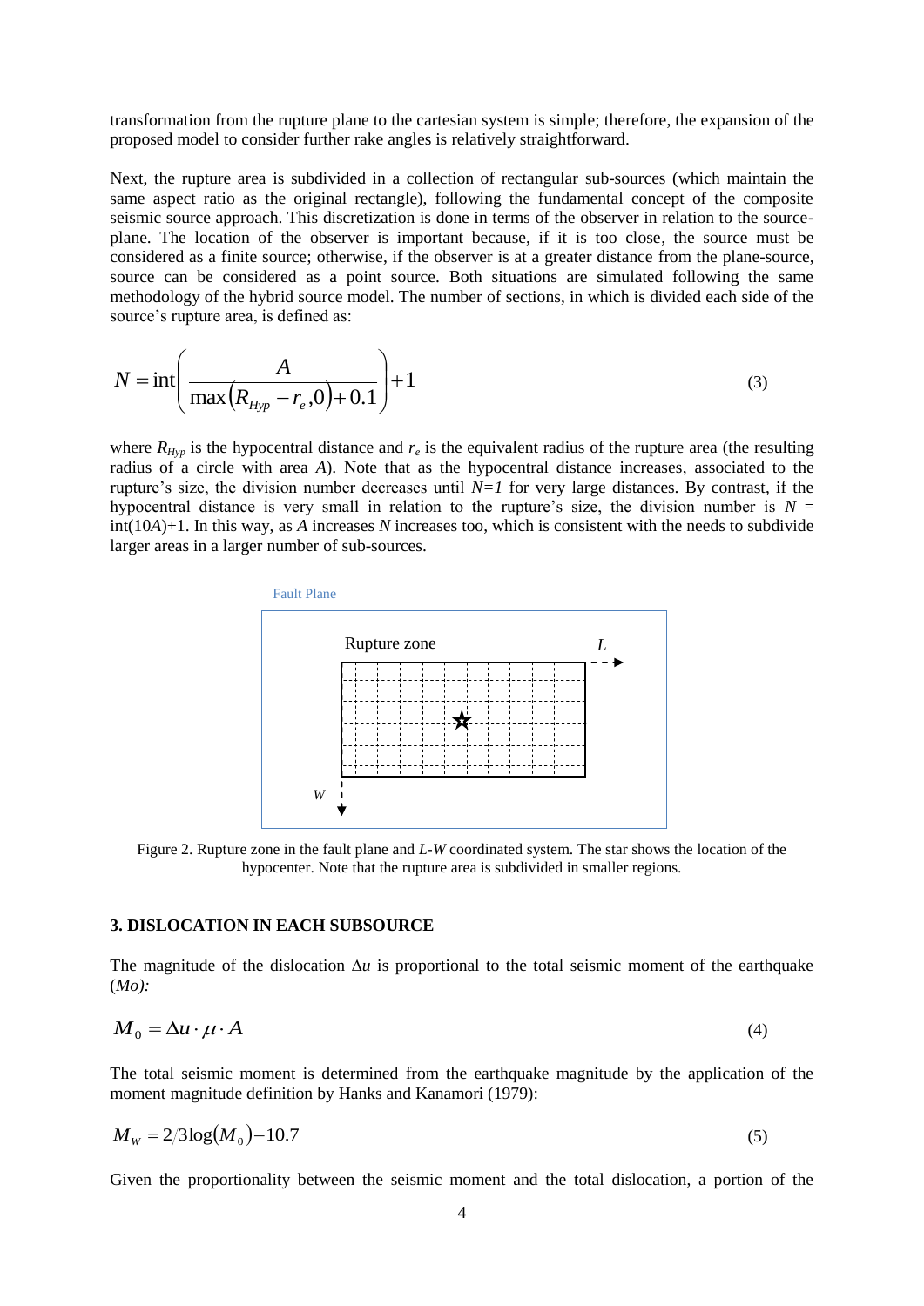transformation from the rupture plane to the cartesian system is simple; therefore, the expansion of the proposed model to consider further rake angles is relatively straightforward.

Next, the rupture area is subdivided in a collection of rectangular sub-sources (which maintain the same aspect ratio as the original rectangle), following the fundamental concept of the composite seismic source approach. This discretization is done in terms of the observer in relation to the source-plane. The location of the observer is important because, if it is too close, the source must be considered as a finite source; otherwise, if the observer is at a greater distance from the plane-source, source can be considered as a point source. Both situations are simulated following the same methodology of the hybrid source model. The number of sections, in which is divided each side of the source's rupture area, is defined as:

$$N = \text{int}\left(\frac{A}{\max\left(R_{Hyp} - r_e, 0\right) + 0.1}\right) + 1 \tag{3}$$

where $R_{Hyp}$ is the hypocentral distance and $r_e$ is the equivalent radius of the rupture area (the resulting radius of a circle with area *A*). Note that as the hypocentral distance increases, associated to the rupture's size, the division number decreases until $N=1$ for very large distances. By contrast, if the hypocentral distance is very small in relation to the rupture's size, the division number is $N = \text{int}(10A)+1$. In this way, as *A* increases *N* increases too, which is consistent with the needs to subdivide larger areas in a larger number of sub-sources.

Figure 2. Rupture zone in the fault plane and *L*-*W* coordinated system. The star shows the location of the hypocenter. Note that the rupture area is subdivided in smaller regions.

## 3. DISLOCATION IN EACH SUBSOURCE

The magnitude of the dislocation $\Delta u$ is proportional to the total seismic moment of the earthquake (*Mo*):

$$M_0 = \Delta u \cdot \mu \cdot A \tag{4}$$

The total seismic moment is determined from the earthquake magnitude by the application of the moment magnitude definition by Hanks and Kanamori (1979):

$$M_W = 2/3 \log\left(M_0\right) - 10.7 \tag{5}$$

Given the proportionality between the seismic moment and the total dislocation, a portion of the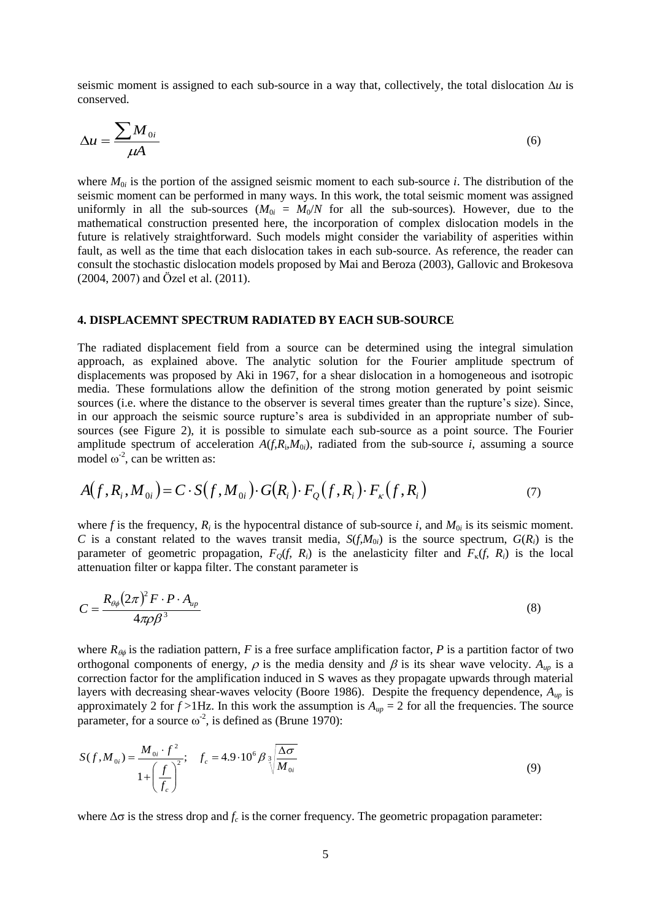seismic moment is assigned to each sub-source in a way that, collectively, the total dislocation $\Delta u$ is conserved.

$$\Delta u = \frac{\sum M_{0i}}{\mu A} \tag{6}$$

where $M_{0i}$ is the portion of the assigned seismic moment to each sub-source $i$. The distribution of the seismic moment can be performed in many ways. In this work, the total seismic moment was assigned uniformly in all the sub-sources ($M_{0i} = M_0/N$ for all the sub-sources). However, due to the mathematical construction presented here, the incorporation of complex dislocation models in the future is relatively straightforward. Such models might consider the variability of asperities within fault, as well as the time that each dislocation takes in each sub-source. As reference, the reader can consult the stochastic dislocation models proposed by Mai and Beroza (2003), Gallovic and Brokesova (2004, 2007) and Özel et al. (2011).

## 4. DISPLACEMNT SPECTRUM RADIATED BY EACH SUB-SOURCE

The radiated displacement field from a source can be determined using the integral simulation approach, as explained above. The analytic solution for the Fourier amplitude spectrum of displacements was proposed by Aki in 1967, for a shear dislocation in a homogeneous and isotropic media. These formulations allow the definition of the strong motion generated by point seismic sources (i.e. where the distance to the observer is several times greater than the rupture's size). Since, in our approach the seismic source rupture's area is subdivided in an appropriate number of sub-sources (see Figure 2), it is possible to simulate each sub-source as a point source. The Fourier amplitude spectrum of acceleration $A(f,R_i,M_{0i})$, radiated from the sub-source $i$, assuming a source model $\omega^{-2}$, can be written as:

$$A(f, R_i, M_{0i}) = C \cdot S(f, M_{0i}) \cdot G(R_i) \cdot F_Q(f, R_i) \cdot F_\kappa(f, R_i) \tag{7}$$

where $f$ is the frequency, $R_i$ is the hypocentral distance of sub-source $i$, and $M_{0i}$ is its seismic moment. $C$ is a constant related to the waves transit media, $S(f,M_{0i})$ is the source spectrum, $G(R_i)$ is the parameter of geometric propagation, $F_Q(f, R_i)$ is the anelasticity filter and $F_\kappa(f, R_i)$ is the local attenuation filter or kappa filter. The constant parameter is

$$C = \frac{R_{\theta\phi}(2\pi)^2 F \cdot P \cdot A_{up}}{4\pi\rho\beta^3} \tag{8}$$

where $R_{\theta\phi}$ is the radiation pattern, $F$ is a free surface amplification factor, $P$ is a partition factor of two orthogonal components of energy, $\rho$ is the media density and $\beta$ is its shear wave velocity. $A_{up}$ is a correction factor for the amplification induced in S waves as they propagate upwards through material layers with decreasing shear-waves velocity (Boore 1986). Despite the frequency dependence, $A_{up}$ is approximately 2 for $f$ >1Hz. In this work the assumption is $A_{up} = 2$ for all the frequencies. The source parameter, for a source $\omega^{-2}$, is defined as (Brune 1970):

$$S(f, M_{0i}) = \frac{M_{0i} \cdot f^2}{1 + \left(\frac{f}{f_c}\right)^2}; \quad f_c = 4.9 \cdot 10^6 \beta \sqrt[3]{\frac{\Delta\sigma}{M_{0i}}} \tag{9}$$

where $\Delta\sigma$ is the stress drop and $f_c$ is the corner frequency. The geometric propagation parameter: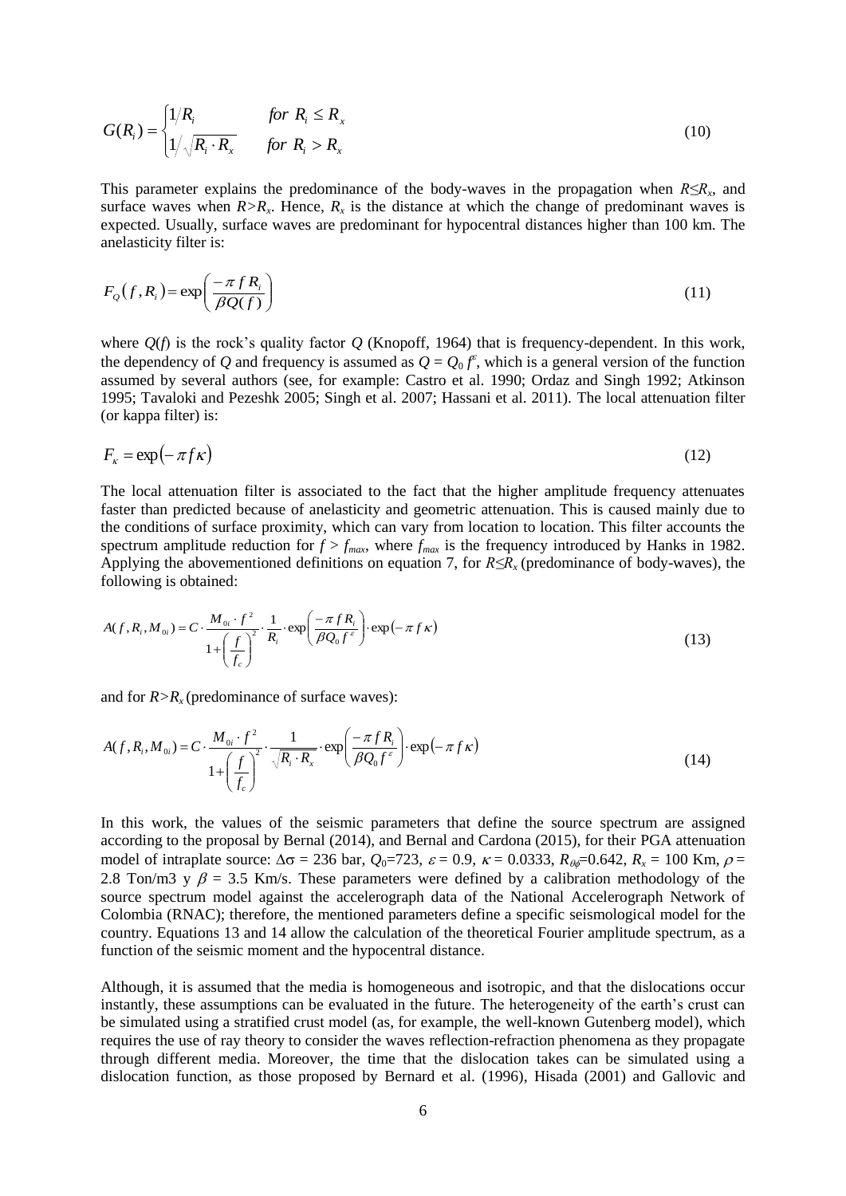$$G(R_i) = \begin{cases} 1/R_i & \text{for } R_i \leq R_x \\ 1/\sqrt{R_i \cdot R_x} & \text{for } R_i > R_x \end{cases} \tag{10}$$

This parameter explains the predominance of the body-waves in the propagation when $R \leq R_x$, and surface waves when $R > R_x$. Hence, $R_x$ is the distance at which the change of predominant waves is expected. Usually, surface waves are predominant for hypocentral distances higher than 100 km. The anelasticity filter is:

$$F_Q(f, R_i) = \exp\left(\frac{-\pi f R_i}{\beta Q(f)}\right) \tag{11}$$

where $Q(f)$ is the rock's quality factor $Q$ (Knopoff, 1964) that is frequency-dependent. In this work, the dependency of $Q$ and frequency is assumed as $Q = Q_0 f^{\varepsilon}$, which is a general version of the function assumed by several authors (see, for example: Castro et al. 1990; Ordaz and Singh 1992; Atkinson 1995; Tavaloki and Pezeshk 2005; Singh et al. 2007; Hassani et al. 2011). The local attenuation filter (or kappa filter) is:

$$F_{\kappa} = \exp(-\pi f \kappa) \tag{12}$$

The local attenuation filter is associated to the fact that the higher amplitude frequency attenuates faster than predicted because of anelasticity and geometric attenuation. This is caused mainly due to the conditions of surface proximity, which can vary from location to location. This filter accounts the spectrum amplitude reduction for $f > f_{max}$, where $f_{max}$ is the frequency introduced by Hanks in 1982. Applying the abovementioned definitions on equation 7, for $R \leq R_x$ (predominance of body-waves), the following is obtained:

$$A(f, R_i, M_{0i}) = C \cdot \frac{M_{0i} \cdot f^2}{1 + \left(\frac{f}{f_c}\right)^2} \cdot \frac{1}{R_i} \cdot \exp\left(\frac{-\pi f R_i}{\beta Q_0 f^{\varepsilon}}\right) \cdot \exp(-\pi f \kappa) \tag{13}$$

and for $R > R_x$ (predominance of surface waves):

$$A(f, R_i, M_{0i}) = C \cdot \frac{M_{0i} \cdot f^2}{1 + \left(\frac{f}{f_c}\right)^2} \cdot \frac{1}{\sqrt{R_i \cdot R_x}} \cdot \exp\left(\frac{-\pi f R_i}{\beta Q_0 f^{\varepsilon}}\right) \cdot \exp(-\pi f \kappa) \tag{14}$$

In this work, the values of the seismic parameters that define the source spectrum are assigned according to the proposal by Bernal (2014), and Bernal and Cardona (2015), for their PGA attenuation model of intraplate source: $\Delta\sigma$ = 236 bar, $Q_0$=723, $\varepsilon$ = 0.9, $\kappa$ = 0.0333, $R_{\theta\phi}$=0.642, $R_x$ = 100 Km, $\rho$ = 2.8 Ton/m3 y $\beta$ = 3.5 Km/s. These parameters were defined by a calibration methodology of the source spectrum model against the accelerograph data of the National Accelerograph Network of Colombia (RNAC); therefore, the mentioned parameters define a specific seismological model for the country. Equations 13 and 14 allow the calculation of the theoretical Fourier amplitude spectrum, as a function of the seismic moment and the hypocentral distance.

Although, it is assumed that the media is homogeneous and isotropic, and that the dislocations occur instantly, these assumptions can be evaluated in the future. The heterogeneity of the earth's crust can be simulated using a stratified crust model (as, for example, the well-known Gutenberg model), which requires the use of ray theory to consider the waves reflection-refraction phenomena as they propagate through different media. Moreover, the time that the dislocation takes can be simulated using a dislocation function, as those proposed by Bernard et al. (1996), Hisada (2001) and Gallovic and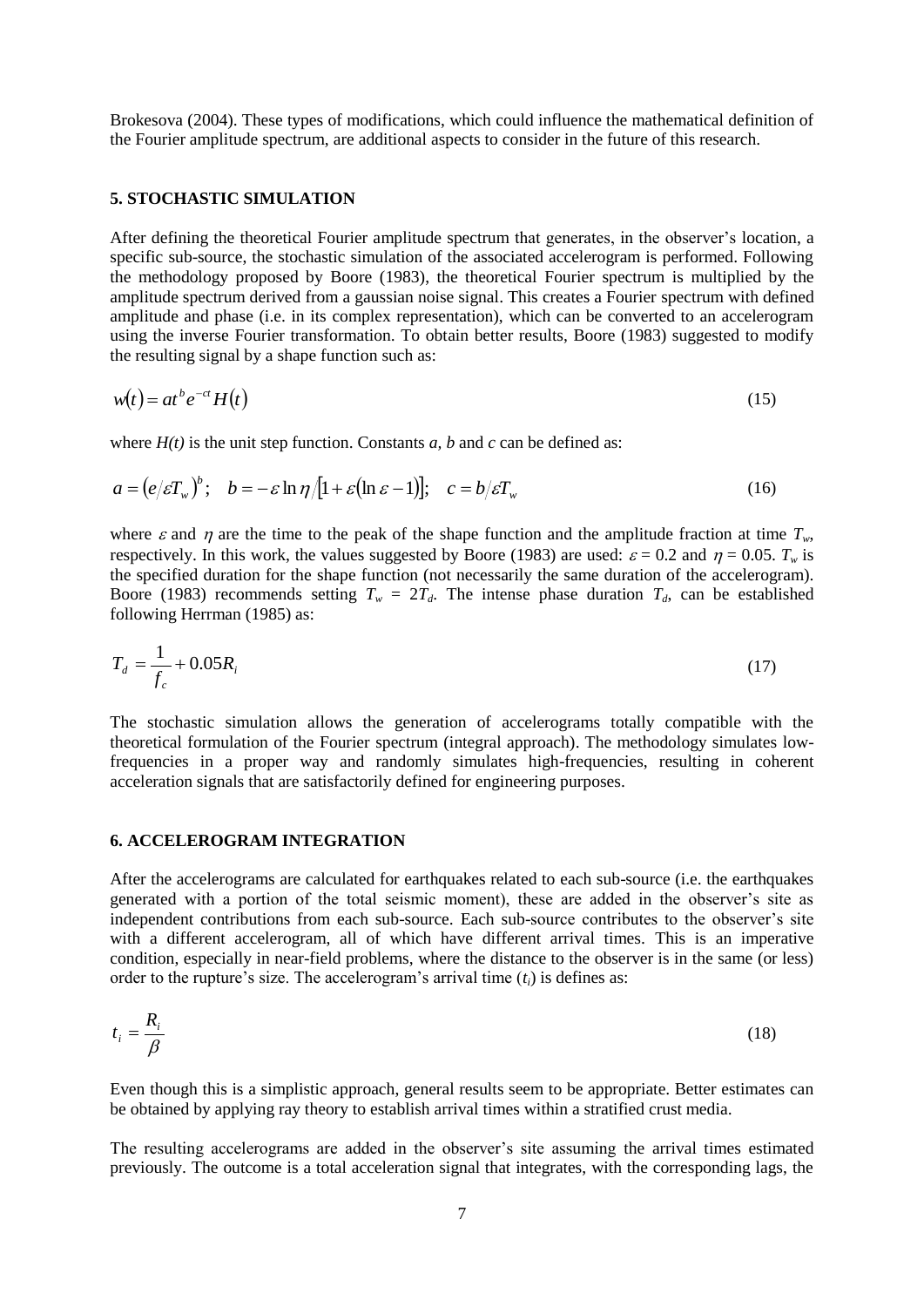Brokesova (2004). These types of modifications, which could influence the mathematical definition of the Fourier amplitude spectrum, are additional aspects to consider in the future of this research.

## 5. STOCHASTIC SIMULATION

After defining the theoretical Fourier amplitude spectrum that generates, in the observer's location, a specific sub-source, the stochastic simulation of the associated accelerogram is performed. Following the methodology proposed by Boore (1983), the theoretical Fourier spectrum is multiplied by the amplitude spectrum derived from a gaussian noise signal. This creates a Fourier spectrum with defined amplitude and phase (i.e. in its complex representation), which can be converted to an accelerogram using the inverse Fourier transformation. To obtain better results, Boore (1983) suggested to modify the resulting signal by a shape function such as:

$$w(t) = at^b e^{-ct} H(t) \tag{15}$$

where $H(t)$ is the unit step function. Constants $a$, $b$ and $c$ can be defined as:

$$a = \left(e/\varepsilon T_w\right)^b; \quad b = -\varepsilon \ln \eta / \left[1 + \varepsilon\left(\ln \varepsilon - 1\right)\right]; \quad c = b/\varepsilon T_w \tag{16}$$

where $\varepsilon$ and $\eta$ are the time to the peak of the shape function and the amplitude fraction at time $T_w$, respectively. In this work, the values suggested by Boore (1983) are used: $\varepsilon = 0.2$ and $\eta = 0.05$. $T_w$ is the specified duration for the shape function (not necessarily the same duration of the accelerogram). Boore (1983) recommends setting $T_w = 2T_d$. The intense phase duration $T_d$, can be established following Herrman (1985) as:

$$T_d = \frac{1}{f_c} + 0.05R_i \tag{17}$$

The stochastic simulation allows the generation of accelerograms totally compatible with the theoretical formulation of the Fourier spectrum (integral approach). The methodology simulates low-frequencies in a proper way and randomly simulates high-frequencies, resulting in coherent acceleration signals that are satisfactorily defined for engineering purposes.

## 6. ACCELEROGRAM INTEGRATION

After the accelerograms are calculated for earthquakes related to each sub-source (i.e. the earthquakes generated with a portion of the total seismic moment), these are added in the observer's site as independent contributions from each sub-source. Each sub-source contributes to the observer's site with a different accelerogram, all of which have different arrival times. This is an imperative condition, especially in near-field problems, where the distance to the observer is in the same (or less) order to the rupture's size. The accelerogram's arrival time ($t_i$) is defines as:

$$t_i = \frac{R_i}{\beta} \tag{18}$$

Even though this is a simplistic approach, general results seem to be appropriate. Better estimates can be obtained by applying ray theory to establish arrival times within a stratified crust media.

The resulting accelerograms are added in the observer's site assuming the arrival times estimated previously. The outcome is a total acceleration signal that integrates, with the corresponding lags, the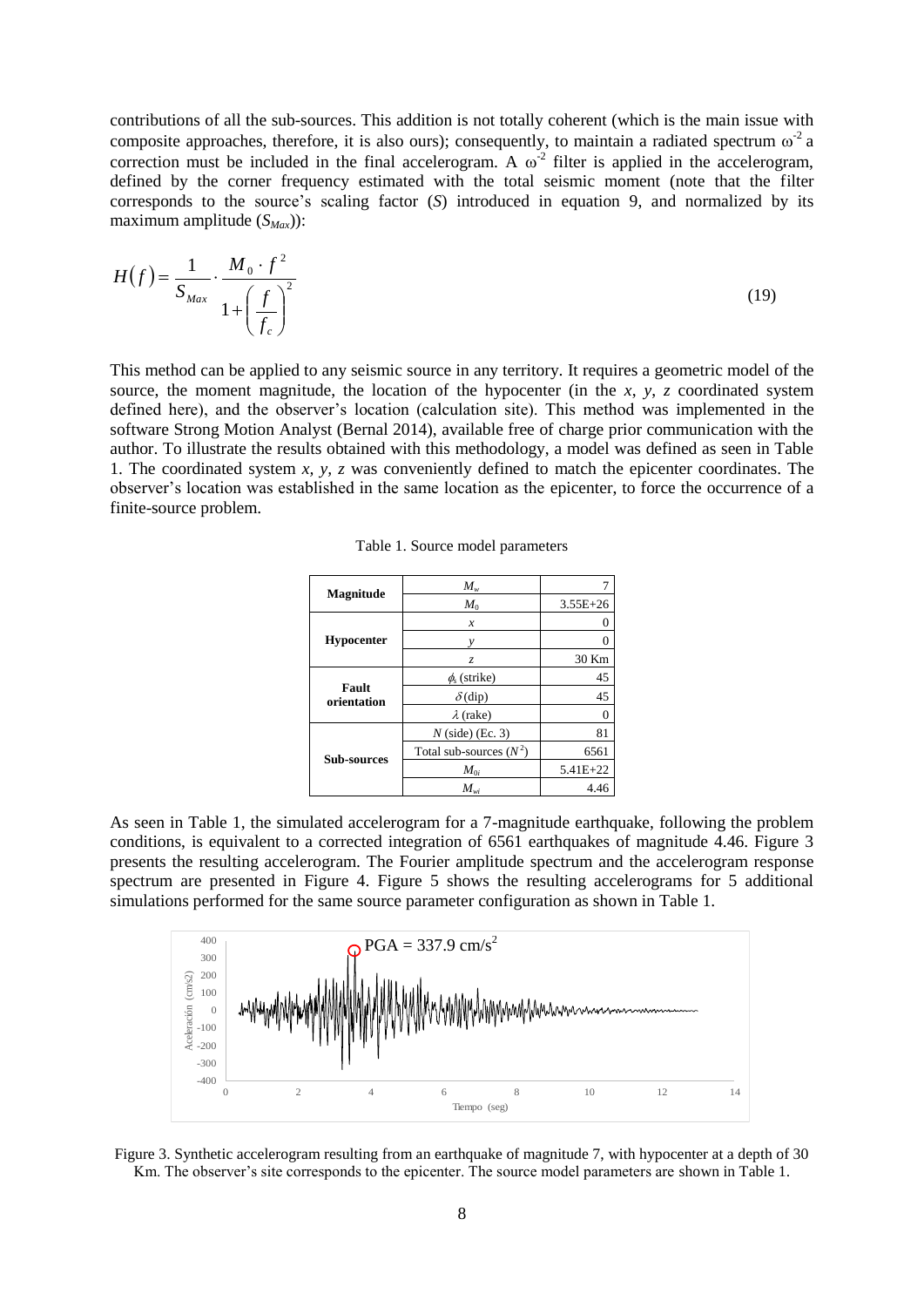contributions of all the sub-sources. This addition is not totally coherent (which is the main issue with composite approaches, therefore, it is also ours); consequently, to maintain a radiated spectrum $\omega^{-2}$ a correction must be included in the final accelerogram. A $\omega^{-2}$ filter is applied in the accelerogram, defined by the corner frequency estimated with the total seismic moment (note that the filter corresponds to the source's scaling factor ($S$) introduced in equation 9, and normalized by its maximum amplitude ($S_{Max}$)):

$$H(f) = \frac{1}{S_{Max}} \cdot \frac{M_0 \cdot f^2}{1 + \left(\frac{f}{f_c}\right)^2} \tag{19}$$

This method can be applied to any seismic source in any territory. It requires a geometric model of the source, the moment magnitude, the location of the hypocenter (in the $x$, $y$, $z$ coordinated system defined here), and the observer's location (calculation site). This method was implemented in the software Strong Motion Analyst (Bernal 2014), available free of charge prior communication with the author. To illustrate the results obtained with this methodology, a model was defined as seen in Table 1. The coordinated system $x$, $y$, $z$ was conveniently defined to match the epicenter coordinates. The observer's location was established in the same location as the epicenter, to force the occurrence of a finite-source problem.

Table 1. Source model parameters

| | | |
|---|---|---|
| **Magnitude** | $M_w$ | 7 |
| | $M_0$ | 3.55E+26 |
| **Hypocenter** | $x$ | 0 |
| | $y$ | 0 |
| | $z$ | 30 Km |
| **Fault orientation** | $\phi_s$ (strike) | 45 |
| | $\delta$ (dip) | 45 |
| | $\lambda$ (rake) | 0 |
| **Sub-sources** | $N$ (side) (Ec. 3) | 81 |
| | Total sub-sources ($N^2$) | 6561 |
| | $M_{0i}$ | 5.41E+22 |
| | $M_{wi}$ | 4.46 |

As seen in Table 1, the simulated accelerogram for a 7-magnitude earthquake, following the problem conditions, is equivalent to a corrected integration of 6561 earthquakes of magnitude 4.46. Figure 3 presents the resulting accelerogram. The Fourier amplitude spectrum and the accelerogram response spectrum are presented in Figure 4. Figure 5 shows the resulting accelerograms for 5 additional simulations performed for the same source parameter configuration as shown in Table 1.

Figure 3. Synthetic accelerogram resulting from an earthquake of magnitude 7, with hypocenter at a depth of 30 Km. The observer's site corresponds to the epicenter. The source model parameters are shown in Table 1.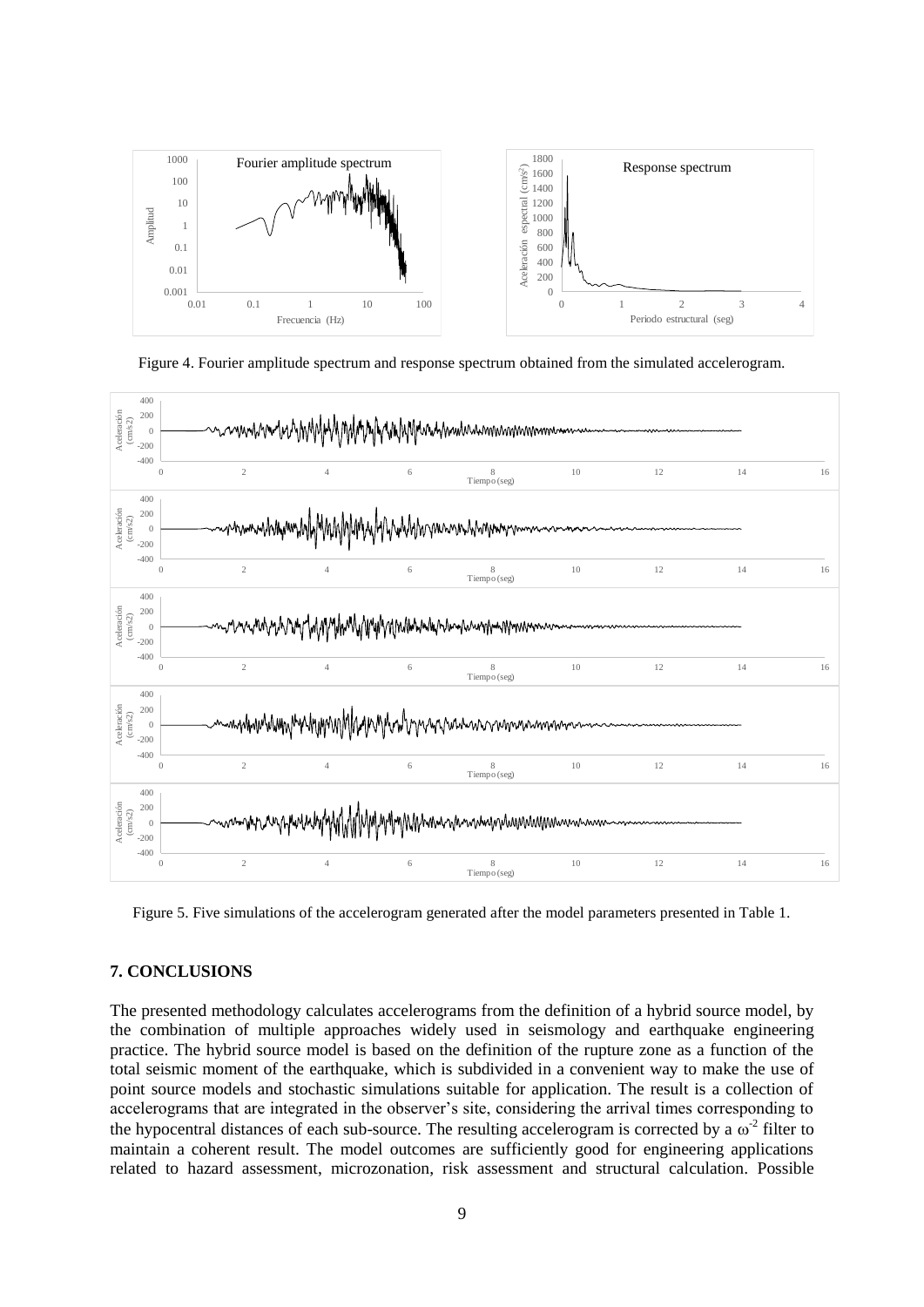Figure 4. Fourier amplitude spectrum and response spectrum obtained from the simulated accelerogram.

Figure 5. Five simulations of the accelerogram generated after the model parameters presented in Table 1.

## 7. CONCLUSIONS

The presented methodology calculates accelerograms from the definition of a hybrid source model, by the combination of multiple approaches widely used in seismology and earthquake engineering practice. The hybrid source model is based on the definition of the rupture zone as a function of the total seismic moment of the earthquake, which is subdivided in a convenient way to make the use of point source models and stochastic simulations suitable for application. The result is a collection of accelerograms that are integrated in the observer's site, considering the arrival times corresponding to the hypocentral distances of each sub-source. The resulting accelerogram is corrected by a $\omega^{-2}$ filter to maintain a coherent result. The model outcomes are sufficiently good for engineering applications related to hazard assessment, microzonation, risk assessment and structural calculation. Possible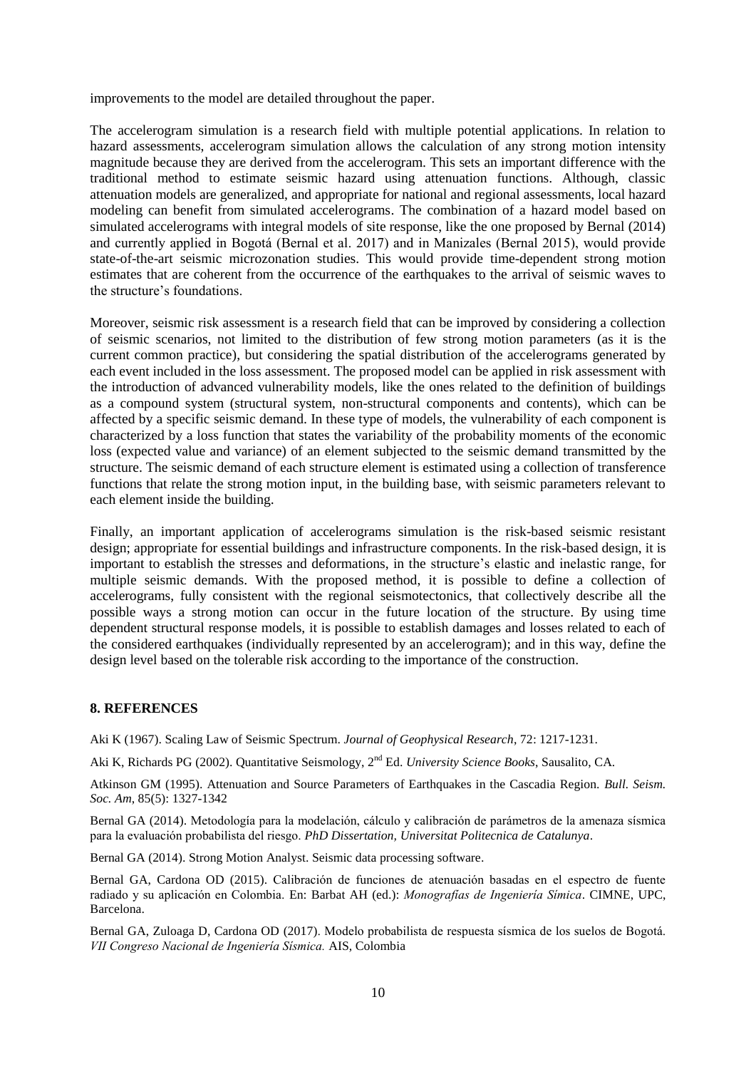improvements to the model are detailed throughout the paper.

The accelerogram simulation is a research field with multiple potential applications. In relation to hazard assessments, accelerogram simulation allows the calculation of any strong motion intensity magnitude because they are derived from the accelerogram. This sets an important difference with the traditional method to estimate seismic hazard using attenuation functions. Although, classic attenuation models are generalized, and appropriate for national and regional assessments, local hazard modeling can benefit from simulated accelerograms. The combination of a hazard model based on simulated accelerograms with integral models of site response, like the one proposed by Bernal (2014) and currently applied in Bogotá (Bernal et al. 2017) and in Manizales (Bernal 2015), would provide state-of-the-art seismic microzonation studies. This would provide time-dependent strong motion estimates that are coherent from the occurrence of the earthquakes to the arrival of seismic waves to the structure's foundations.

Moreover, seismic risk assessment is a research field that can be improved by considering a collection of seismic scenarios, not limited to the distribution of few strong motion parameters (as it is the current common practice), but considering the spatial distribution of the accelerograms generated by each event included in the loss assessment. The proposed model can be applied in risk assessment with the introduction of advanced vulnerability models, like the ones related to the definition of buildings as a compound system (structural system, non-structural components and contents), which can be affected by a specific seismic demand. In these type of models, the vulnerability of each component is characterized by a loss function that states the variability of the probability moments of the economic loss (expected value and variance) of an element subjected to the seismic demand transmitted by the structure. The seismic demand of each structure element is estimated using a collection of transference functions that relate the strong motion input, in the building base, with seismic parameters relevant to each element inside the building.

Finally, an important application of accelerograms simulation is the risk-based seismic resistant design; appropriate for essential buildings and infrastructure components. In the risk-based design, it is important to establish the stresses and deformations, in the structure's elastic and inelastic range, for multiple seismic demands. With the proposed method, it is possible to define a collection of accelerograms, fully consistent with the regional seismotectonics, that collectively describe all the possible ways a strong motion can occur in the future location of the structure. By using time dependent structural response models, it is possible to establish damages and losses related to each of the considered earthquakes (individually represented by an accelerogram); and in this way, define the design level based on the tolerable risk according to the importance of the construction.

## 8. REFERENCES

Aki K (1967). Scaling Law of Seismic Spectrum. *Journal of Geophysical Research*, 72: 1217-1231.

Aki K, Richards PG (2002). Quantitative Seismology, 2nd Ed. *University Science Books*, Sausalito, CA.

Atkinson GM (1995). Attenuation and Source Parameters of Earthquakes in the Cascadia Region. *Bull. Seism. Soc. Am*, 85(5): 1327-1342

Bernal GA (2014). Metodología para la modelación, cálculo y calibración de parámetros de la amenaza sísmica para la evaluación probabilista del riesgo. *PhD Dissertation, Universitat Politecnica de Catalunya*.

Bernal GA (2014). Strong Motion Analyst. Seismic data processing software.

Bernal GA, Cardona OD (2015). Calibración de funciones de atenuación basadas en el espectro de fuente radiado y su aplicación en Colombia. En: Barbat AH (ed.): *Monografías de Ingeniería Símica*. CIMNE, UPC, Barcelona.

Bernal GA, Zuloaga D, Cardona OD (2017). Modelo probabilista de respuesta sísmica de los suelos de Bogotá. *VII Congreso Nacional de Ingeniería Sísmica.* AIS, Colombia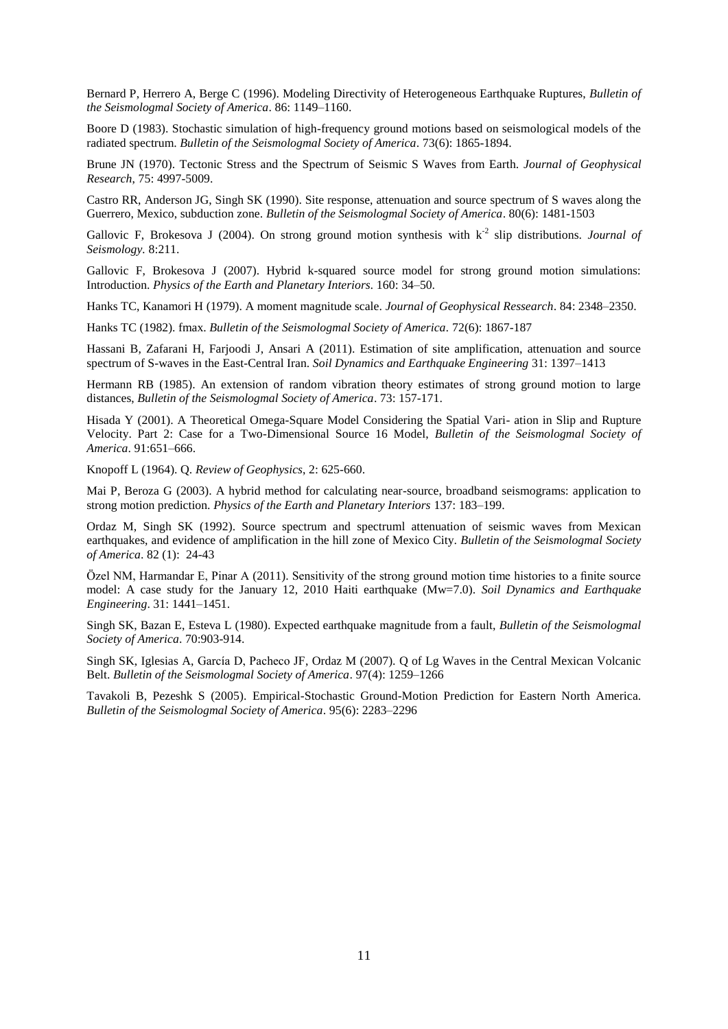Bernard P, Herrero A, Berge C (1996). Modeling Directivity of Heterogeneous Earthquake Ruptures, *Bulletin of the Seismologmal Society of America*. 86: 1149–1160.

Boore D (1983). Stochastic simulation of high-frequency ground motions based on seismological models of the radiated spectrum. *Bulletin of the Seismologmal Society of America*. 73(6): 1865-1894.

Brune JN (1970). Tectonic Stress and the Spectrum of Seismic S Waves from Earth. *Journal of Geophysical Research*, 75: 4997-5009.

Castro RR, Anderson JG, Singh SK (1990). Site response, attenuation and source spectrum of S waves along the Guerrero, Mexico, subduction zone. *Bulletin of the Seismologmal Society of America*. 80(6): 1481-1503

Gallovic F, Brokesova J (2004). On strong ground motion synthesis with $k^{-2}$ slip distributions. *Journal of Seismology.* 8:211.

Gallovic F, Brokesova J (2007). Hybrid k-squared source model for strong ground motion simulations: Introduction. *Physics of the Earth and Planetary Interiors*. 160: 34–50.

Hanks TC, Kanamori H (1979). A moment magnitude scale. *Journal of Geophysical Ressearch*. 84: 2348–2350.

Hanks TC (1982). fmax. *Bulletin of the Seismologmal Society of America*. 72(6): 1867-187

Hassani B, Zafarani H, Farjoodi J, Ansari A (2011). Estimation of site amplification, attenuation and source spectrum of S-waves in the East-Central Iran. *Soil Dynamics and Earthquake Engineering* 31: 1397–1413

Hermann RB (1985). An extension of random vibration theory estimates of strong ground motion to large distances, *Bulletin of the Seismologmal Society of America*. 73: 157-171.

Hisada Y (2001). A Theoretical Omega-Square Model Considering the Spatial Vari- ation in Slip and Rupture Velocity. Part 2: Case for a Two-Dimensional Source 16 Model, *Bulletin of the Seismologmal Society of America*. 91:651–666.

Knopoff L (1964). Q. *Review of Geophysics*, 2: 625-660.

Mai P, Beroza G (2003). A hybrid method for calculating near-source, broadband seismograms: application to strong motion prediction. *Physics of the Earth and Planetary Interiors* 137: 183–199.

Ordaz M, Singh SK (1992). Source spectrum and spectruml attenuation of seismic waves from Mexican earthquakes, and evidence of amplification in the hill zone of Mexico City. *Bulletin of the Seismologmal Society of America*. 82 (1): 24-43

Özel NM, Harmandar E, Pinar A (2011). Sensitivity of the strong ground motion time histories to a finite source model: A case study for the January 12, 2010 Haiti earthquake (Mw=7.0). *Soil Dynamics and Earthquake Engineering*. 31: 1441–1451.

Singh SK, Bazan E, Esteva L (1980). Expected earthquake magnitude from a fault, *Bulletin of the Seismologmal Society of America*. 70:903-914.

Singh SK, Iglesias A, García D, Pacheco JF, Ordaz M (2007). Q of Lg Waves in the Central Mexican Volcanic Belt. *Bulletin of the Seismologmal Society of America*. 97(4): 1259–1266

Tavakoli B, Pezeshk S (2005). Empirical-Stochastic Ground-Motion Prediction for Eastern North America. *Bulletin of the Seismologmal Society of America*. 95(6): 2283–2296